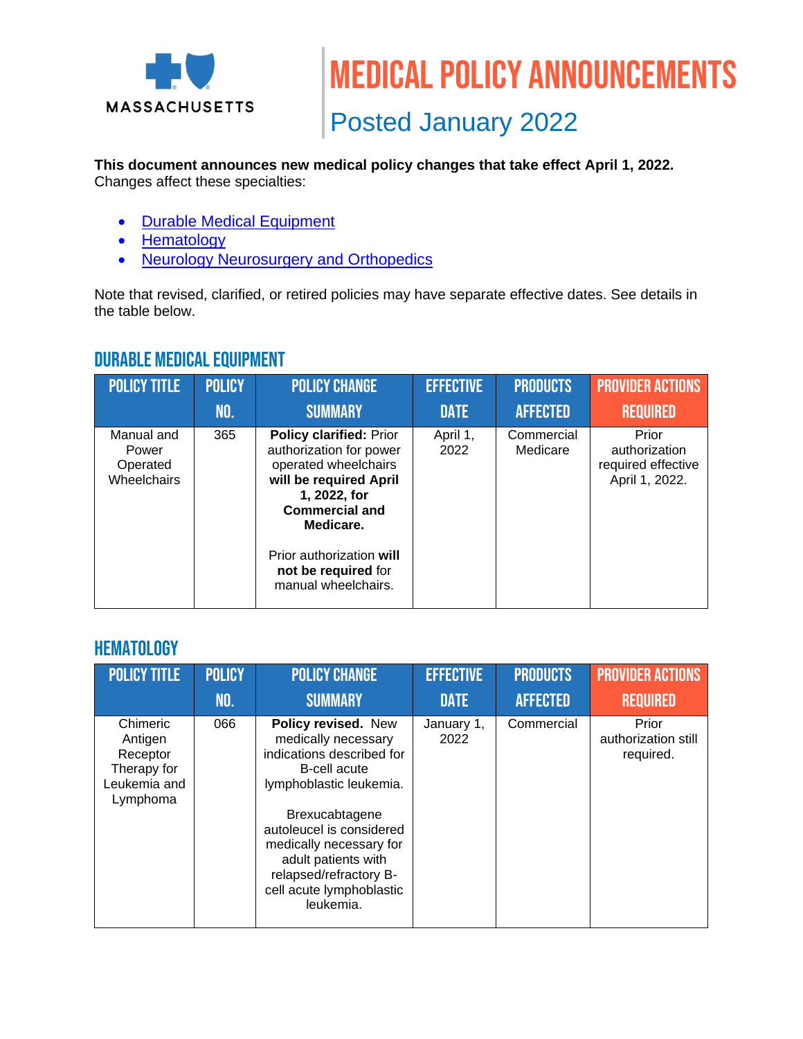MASSACHUSETTS

# MEDICAL POLICY ANNOUNCEMENTS

## Posted January 2022

**This document announces new medical policy changes that take effect April 1, 2022.**
Changes affect these specialties:

- Durable Medical Equipment
- Hematology
- Neurology Neurosurgery and Orthopedics

Note that revised, clarified, or retired policies may have separate effective dates. See details in the table below.

## DURABLE MEDICAL EQUIPMENT

| POLICY TITLE | POLICY NO. | POLICY CHANGE SUMMARY | EFFECTIVE DATE | PRODUCTS AFFECTED | PROVIDER ACTIONS REQUIRED |
|---|---|---|---|---|---|
| Manual and Power Operated Wheelchairs | 365 | **Policy clarified:** Prior authorization for power operated wheelchairs **will be required April 1, 2022, for Commercial and Medicare.**<br><br>Prior authorization **will not be required** for manual wheelchairs. | April 1, 2022 | Commercial Medicare | Prior authorization required effective April 1, 2022. |

## HEMATOLOGY

| POLICY TITLE | POLICY NO. | POLICY CHANGE SUMMARY | EFFECTIVE DATE | PRODUCTS AFFECTED | PROVIDER ACTIONS REQUIRED |
|---|---|---|---|---|---|
| Chimeric Antigen Receptor Therapy for Leukemia and Lymphoma | 066 | **Policy revised.** New medically necessary indications described for B-cell acute lymphoblastic leukemia.<br><br>Brexucabtagene autoleucel is considered medically necessary for adult patients with relapsed/refractory B-cell acute lymphoblastic leukemia. | January 1, 2022 | Commercial | Prior authorization still required. |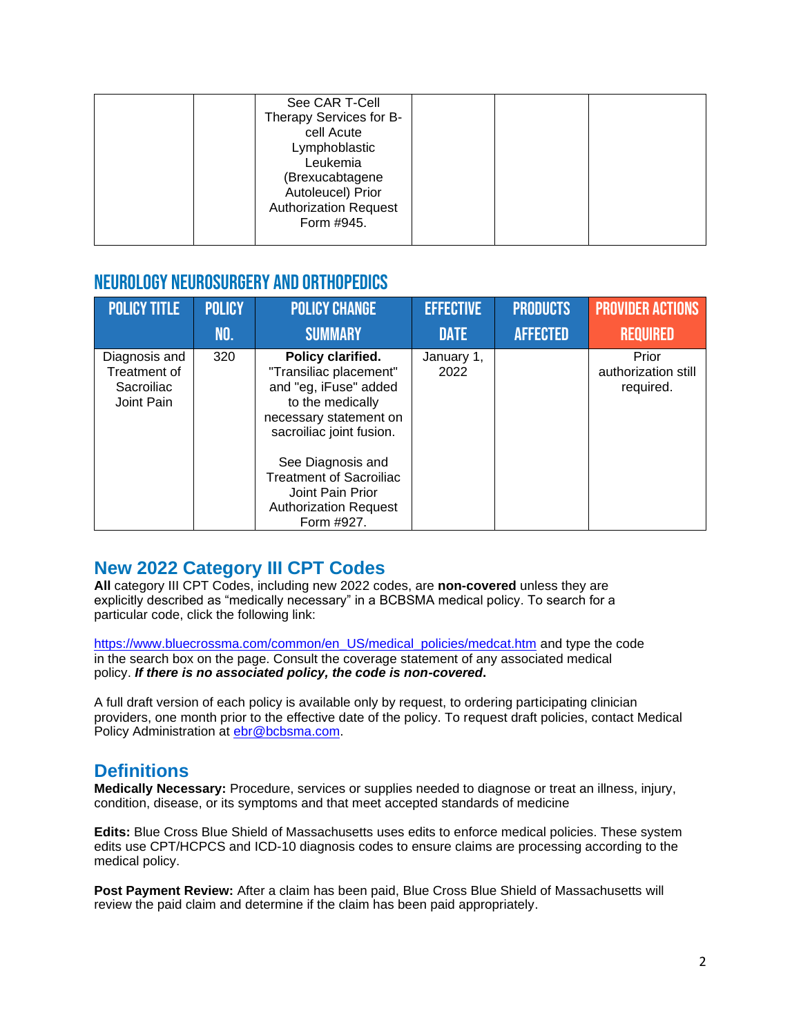| | | See CAR T-Cell Therapy Services for B-cell Acute Lymphoblastic Leukemia (Brexucabtagene Autoleucel) Prior Authorization Request Form #945. | | | |
|---|---|---|---|---|---|

## NEUROLOGY NEUROSURGERY AND ORTHOPEDICS

| POLICY TITLE | POLICY NO. | POLICY CHANGE SUMMARY | EFFECTIVE DATE | PRODUCTS AFFECTED | PROVIDER ACTIONS REQUIRED |
|---|---|---|---|---|---|
| Diagnosis and Treatment of Sacroiliac Joint Pain | 320 | **Policy clarified.** "Transiliac placement" and "eg, iFuse" added to the medically necessary statement on sacroiliac joint fusion.<br><br>See Diagnosis and Treatment of Sacroiliac Joint Pain Prior Authorization Request Form #927. | January 1, 2022 | | Prior authorization still required. |

## New 2022 Category III CPT Codes

**All** category III CPT Codes, including new 2022 codes, are **non-covered** unless they are explicitly described as "medically necessary" in a BCBSMA medical policy. To search for a particular code, click the following link:

https://www.bluecrossma.com/common/en_US/medical_policies/medcat.htm and type the code in the search box on the page. Consult the coverage statement of any associated medical policy. ***If there is no associated policy, the code is non-covered*.**

A full draft version of each policy is available only by request, to ordering participating clinician providers, one month prior to the effective date of the policy. To request draft policies, contact Medical Policy Administration at ebr@bcbsma.com.

## Definitions

**Medically Necessary:** Procedure, services or supplies needed to diagnose or treat an illness, injury, condition, disease, or its symptoms and that meet accepted standards of medicine

**Edits:** Blue Cross Blue Shield of Massachusetts uses edits to enforce medical policies. These system edits use CPT/HCPCS and ICD-10 diagnosis codes to ensure claims are processing according to the medical policy.

**Post Payment Review:** After a claim has been paid, Blue Cross Blue Shield of Massachusetts will review the paid claim and determine if the claim has been paid appropriately.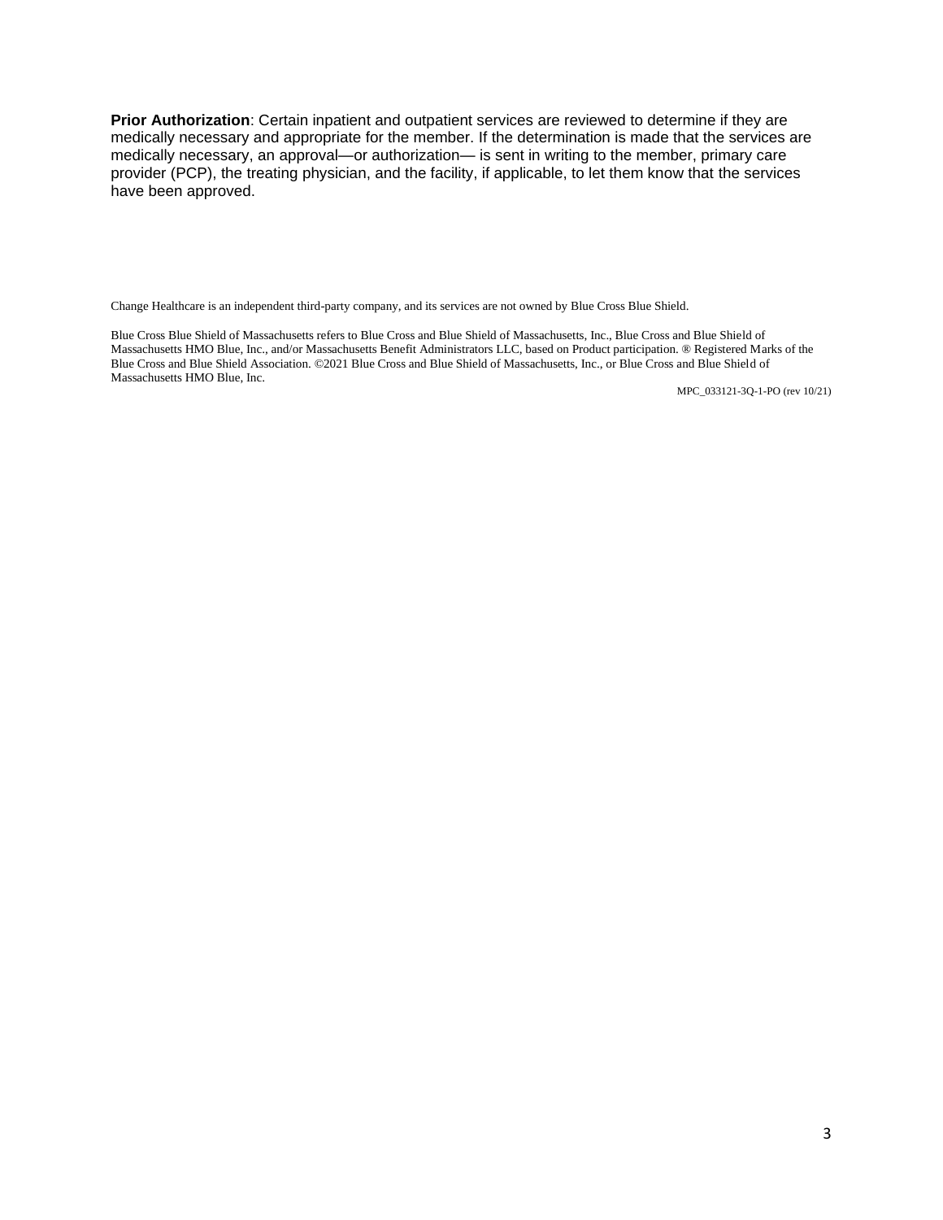**Prior Authorization**: Certain inpatient and outpatient services are reviewed to determine if they are medically necessary and appropriate for the member. If the determination is made that the services are medically necessary, an approval—or authorization— is sent in writing to the member, primary care provider (PCP), the treating physician, and the facility, if applicable, to let them know that the services have been approved.

Change Healthcare is an independent third-party company, and its services are not owned by Blue Cross Blue Shield.

Blue Cross Blue Shield of Massachusetts refers to Blue Cross and Blue Shield of Massachusetts, Inc., Blue Cross and Blue Shield of Massachusetts HMO Blue, Inc., and/or Massachusetts Benefit Administrators LLC, based on Product participation. ® Registered Marks of the Blue Cross and Blue Shield Association. ©2021 Blue Cross and Blue Shield of Massachusetts, Inc., or Blue Cross and Blue Shield of Massachusetts HMO Blue, Inc.

MPC_033121-3Q-1-PO (rev 10/21)